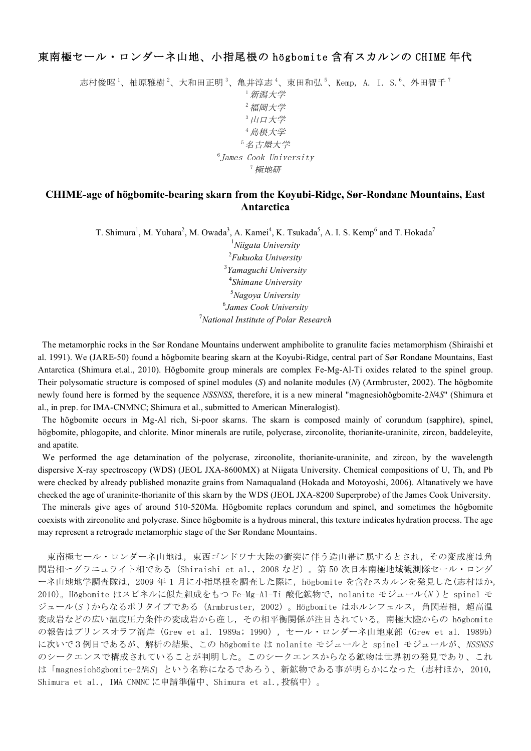# 東南極セール・ロンダーネ山地、小指尾根の högbomite 含有スカルンの CHIME 年代

志村俊昭[1]、柚原雅樹[2]、大和田正明[3]、亀井淳志[4]、束田和弘[5]、Kemp, A. I. S.[6]、外田智千[7]

[1] *新潟大学*
[2] *福岡大学*
[3] *山口大学*
[4] *島根大学*
[5] *名古屋大学*
[6] *James Cook University*
[7] *極地研*

## CHIME-age of högbomite-bearing skarn from the Koyubi-Ridge, Sør-Rondane Mountains, East Antarctica

T. Shimura[1], M. Yuhara[2], M. Owada[3], A. Kamei[4], K. Tsukada[5], A. I. S. Kemp[6] and T. Hokada[7]

[1] *Niigata University*
[2] *Fukuoka University*
[3] *Yamaguchi University*
[4] *Shimane University*
[5] *Nagoya University*
[6] *James Cook University*
[7] *National Institute of Polar Research*

The metamorphic rocks in the Sør Rondane Mountains underwent amphibolite to granulite facies metamorphism (Shiraishi et al. 1991). We (JARE-50) found a högbomite bearing skarn at the Koyubi-Ridge, central part of Sør Rondane Mountains, East Antarctica (Shimura et.al., 2010). Högbomite group minerals are complex Fe-Mg-Al-Ti oxides related to the spinel group. Their polysomatic structure is composed of spinel modules (*S*) and nolanite modules (*N*) (Armbruster, 2002). The högbomite newly found here is formed by the sequence *NSSNSS*, therefore, it is a new mineral "magnesiohögbomite-2*N*4*S*" (Shimura et al., in prep. for IMA-CNMNC; Shimura et al., submitted to American Mineralogist).

The högbomite occurs in Mg-Al rich, Si-poor skarns. The skarn is composed mainly of corundum (sapphire), spinel, högbomite, phlogopite, and chlorite. Minor minerals are rutile, polycrase, zirconolite, thorianite-uraninite, zircon, baddeleyite, and apatite.

We performed the age detamination of the polycrase, zirconolite, thorianite-uraninite, and zircon, by the wavelength dispersive X-ray spectroscopy (WDS) (JEOL JXA-8600MX) at Niigata University. Chemical compositions of U, Th, and Pb were checked by already published monazite grains from Namaqualand (Hokada and Motoyoshi, 2006). Altanatively we have checked the age of uraninite-thorianite of this skarn by the WDS (JEOL JXA-8200 Superprobe) of the James Cook University.

The minerals give ages of around 510-520Ma. Högbomite replacs corundum and spinel, and sometimes the högbomite coexists with zirconolite and polycrase. Since högbomite is a hydrous mineral, this texture indicates hydration process. The age may represent a retrograde metamorphic stage of the Sør Rondane Mountains.

東南極セール・ロンダーネ山地は，東西ゴンドワナ大陸の衝突に伴う造山帯に属するとされ，その変成度は角閃岩相－グラニュライト相である（Shiraishi et al., 2008 など）。第 50 次日本南極地域観測隊セール・ロンダーネ山地地学調査隊は，2009 年 1 月に小指尾根を調査した際に，högbomite を含むスカルンを発見した(志村ほか, 2010)。Högbomite はスピネルに似た組成をもつ Fe-Mg-Al-Ti 酸化鉱物で，nolanite モジュール(*N*）と spinel モジュール(*S*）からなるポリタイプである（Armbruster, 2002）。Högbomite はホルンフェルス，角閃岩相，超高温変成岩などの広い温度圧力条件の変成岩から産し，その相平衡関係が注目されている。南極大陸からの högbomite の報告はプリンスオラフ海岸（Grew et al. 1989a; 1990），セール・ロンダーネ山地東部（Grew et al. 1989b）に次いで３例目であるが、解析の結果、この högbomite は nolanite モジュールと spinel モジュールが、*NSSNSS* のシークエンスで構成されていることが判明した。このシークエンスからなる鉱物は世界初の発見であり、これは「magnesiohögbomite-2*N*4*S*」という名称になるであろう、新鉱物である事が明らかになった（志村ほか, 2010, Shimura et al., IMA CNMNC に申請準備中、Shimura et al.,投稿中）。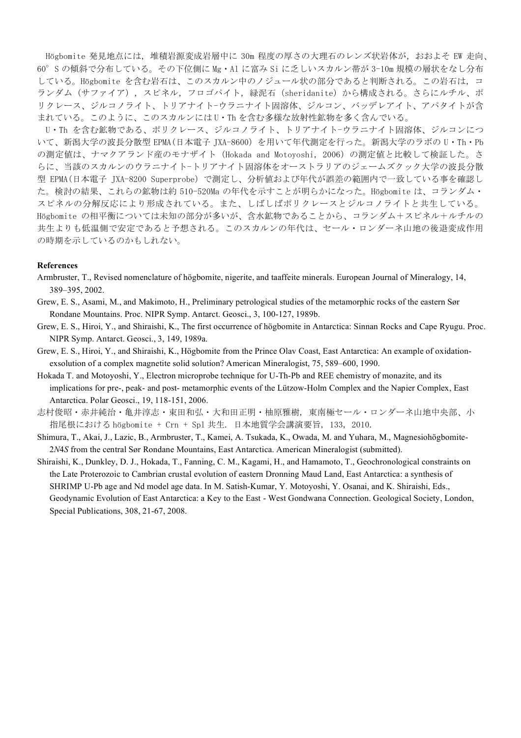Högbomite 発見地点には，堆積岩源変成岩層中に 30m 程度の厚さの大理石のレンズ状岩体が，おおよそ EW 走向、60° S の傾斜で分布している。その下位側に Mg・Al に富み Si に乏しいスカルン帯が 3-10m 規模の層状をなし分布している。Högbomite を含む岩石は、このスカルン中のノジュール状の部分であると判断される。この岩石は，コランダム（サファイア），スピネル，フロゴパイト，緑泥石（sheridanite）から構成される。さらにルチル、ポリクレース、ジルコノライト、トリアナイト-ウラニナイト固溶体、ジルコン、バッデレアイト、アパタイトが含まれている。このように、このスカルンには U・Th を含む多様な放射性鉱物を多く含んでいる。

U・Th を含む鉱物である、ポリクレース、ジルコノライト、トリアナイト-ウラニナイト固溶体、ジルコンについて、新潟大学の波長分散型 EPMA(日本電子 JXA-8600）を用いて年代測定を行った。新潟大学のラボの U・Th・Pb の測定値は、ナマクアランド産のモナザイト（Hokada and Motoyoshi, 2006）の測定値と比較して検証した。さらに、当該のスカルンのウラニナイト-トリアナイト固溶体をオーストラリアのジェームズクック大学の波長分散型 EPMA(日本電子 JXA-8200 Superprobe）で測定し、分析値および年代が誤差の範囲内で一致している事を確認した。検討の結果、これらの鉱物は約 510-520Ma の年代を示すことが明らかになった。Högbomite は、コランダム・スピネルの分解反応により形成されている。また、しばしばポリクレースとジルコノライトと共生している。Högbomite の相平衡については未知の部分が多いが、含水鉱物であることから、コランダム＋スピネル＋ルチルの共生よりも低温側で安定であると予想される。このスカルンの年代は、セール・ロンダーネ山地の後退変成作用の時期を示しているのかもしれない。

**References**

Armbruster, T., Revised nomenclature of högbomite, nigerite, and taaffeite minerals. European Journal of Mineralogy, 14, 389–395, 2002.

Grew, E. S., Asami, M., and Makimoto, H., Preliminary petrological studies of the metamorphic rocks of the eastern Sør Rondane Mountains. Proc. NIPR Symp. Antarct. Geosci., 3, 100-127, 1989b.

Grew, E. S., Hiroi, Y., and Shiraishi, K., The first occurrence of högbomite in Antarctica: Sinnan Rocks and Cape Ryugu. Proc. NIPR Symp. Antarct. Geosci., 3, 149, 1989a.

Grew, E. S., Hiroi, Y., and Shiraishi, K., Högbomite from the Prince Olav Coast, East Antarctica: An example of oxidation-exsolution of a complex magnetite solid solution? American Mineralogist, 75, 589–600, 1990.

Hokada T. and Motoyoshi, Y., Electron microprobe technique for U-Th-Pb and REE chemistry of monazite, and its implications for pre-, peak- and post- metamorphic events of the Lützow-Holm Complex and the Napier Complex, East Antarctica. Polar Geosci., 19, 118-151, 2006.

志村俊昭・赤井純治・亀井淳志・束田和弘・大和田正明・柚原雅樹，東南極セール・ロンダーネ山地中央部、小指尾根における högbomite + Crn + Spl 共生．日本地質学会講演要旨，133，2010.

Shimura, T., Akai, J., Lazic, B., Armbruster, T., Kamei, A. Tsukada, K., Owada, M. and Yuhara, M., Magnesiohögbomite-2*N*4*S* from the central Sør Rondane Mountains, East Antarctica. American Mineralogist (submitted).

Shiraishi, K., Dunkley, D. J., Hokada, T., Fanning, C. M., Kagami, H., and Hamamoto, T., Geochronological constraints on the Late Proterozoic to Cambrian crustal evolution of eastern Dronning Maud Land, East Antarctica: a synthesis of SHRIMP U-Pb age and Nd model age data. In M. Satish-Kumar, Y. Motoyoshi, Y. Osanai, and K. Shiraishi, Eds., Geodynamic Evolution of East Antarctica: a Key to the East - West Gondwana Connection. Geological Society, London, Special Publications, 308, 21-67, 2008.